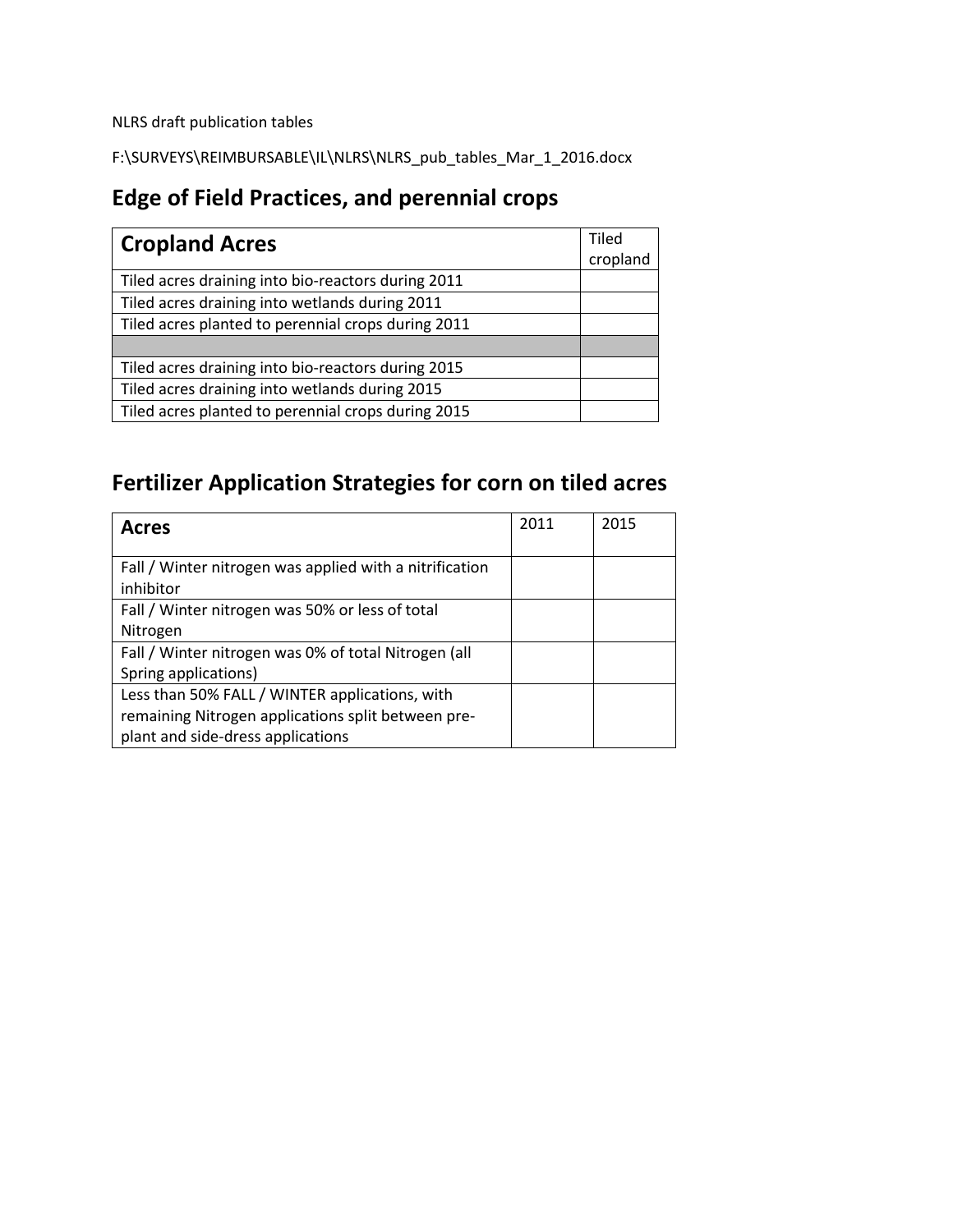NLRS draft publication tables

F:\SURVEYS\REIMBURSABLE\IL\NLRS\NLRS_pub_tables_Mar_1_2016.docx

## Edge of Field Practices, and perennial crops

| **Cropland Acres** | Tiled cropland |
|---|---|
| Tiled acres draining into bio-reactors during 2011 | |
| Tiled acres draining into wetlands during 2011 | |
| Tiled acres planted to perennial crops during 2011 | |
| | |
| Tiled acres draining into bio-reactors during 2015 | |
| Tiled acres draining into wetlands during 2015 | |
| Tiled acres planted to perennial crops during 2015 | |

## Fertilizer Application Strategies for corn on tiled acres

| **Acres** | 2011 | 2015 |
|---|---|---|
| Fall / Winter nitrogen was applied with a nitrification inhibitor | | |
| Fall / Winter nitrogen was 50% or less of total Nitrogen | | |
| Fall / Winter nitrogen was 0% of total Nitrogen (all Spring applications) | | |
| Less than 50% FALL / WINTER applications, with remaining Nitrogen applications split between pre-plant and side-dress applications | | |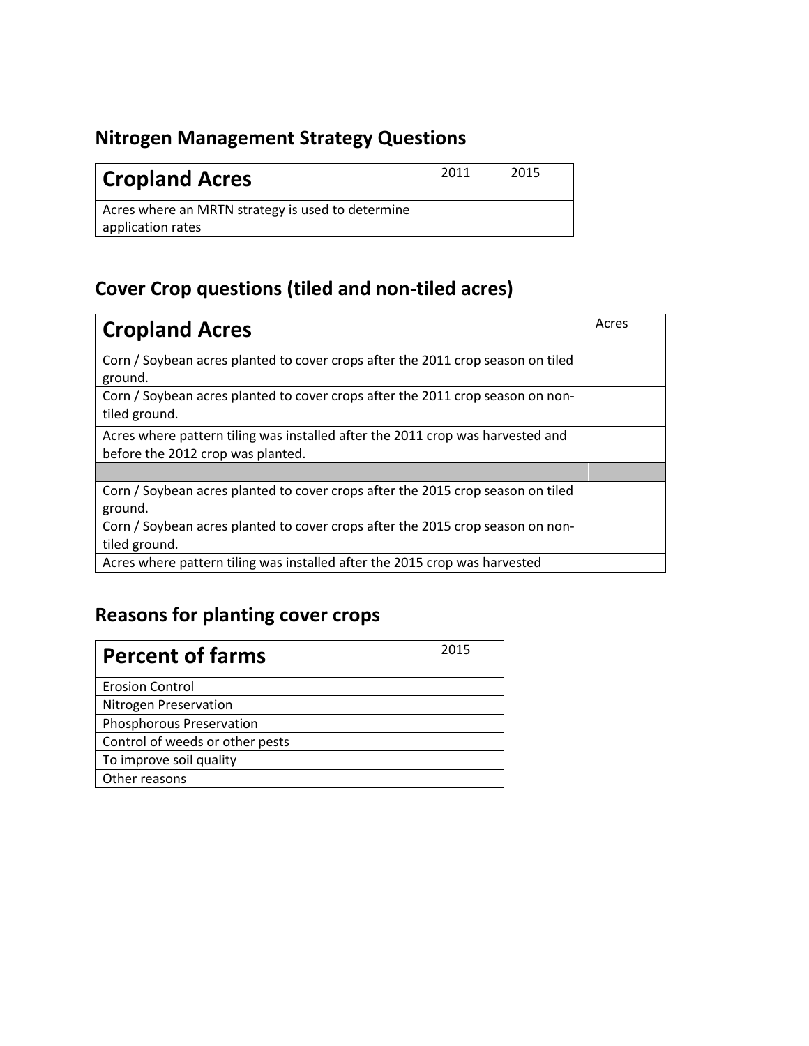## Nitrogen Management Strategy Questions

| Cropland Acres | 2011 | 2015 |
|---|---|---|
| Acres where an MRTN strategy is used to determine application rates | | |

## Cover Crop questions (tiled and non-tiled acres)

| Cropland Acres | Acres |
|---|---|
| Corn / Soybean acres planted to cover crops after the 2011 crop season on tiled ground. | |
| Corn / Soybean acres planted to cover crops after the 2011 crop season on non-tiled ground. | |
| Acres where pattern tiling was installed after the 2011 crop was harvested and before the 2012 crop was planted. | |
| | |
| Corn / Soybean acres planted to cover crops after the 2015 crop season on tiled ground. | |
| Corn / Soybean acres planted to cover crops after the 2015 crop season on non-tiled ground. | |
| Acres where pattern tiling was installed after the 2015 crop was harvested | |

## Reasons for planting cover crops

| Percent of farms | 2015 |
|---|---|
| Erosion Control | |
| Nitrogen Preservation | |
| Phosphorous Preservation | |
| Control of weeds or other pests | |
| To improve soil quality | |
| Other reasons | |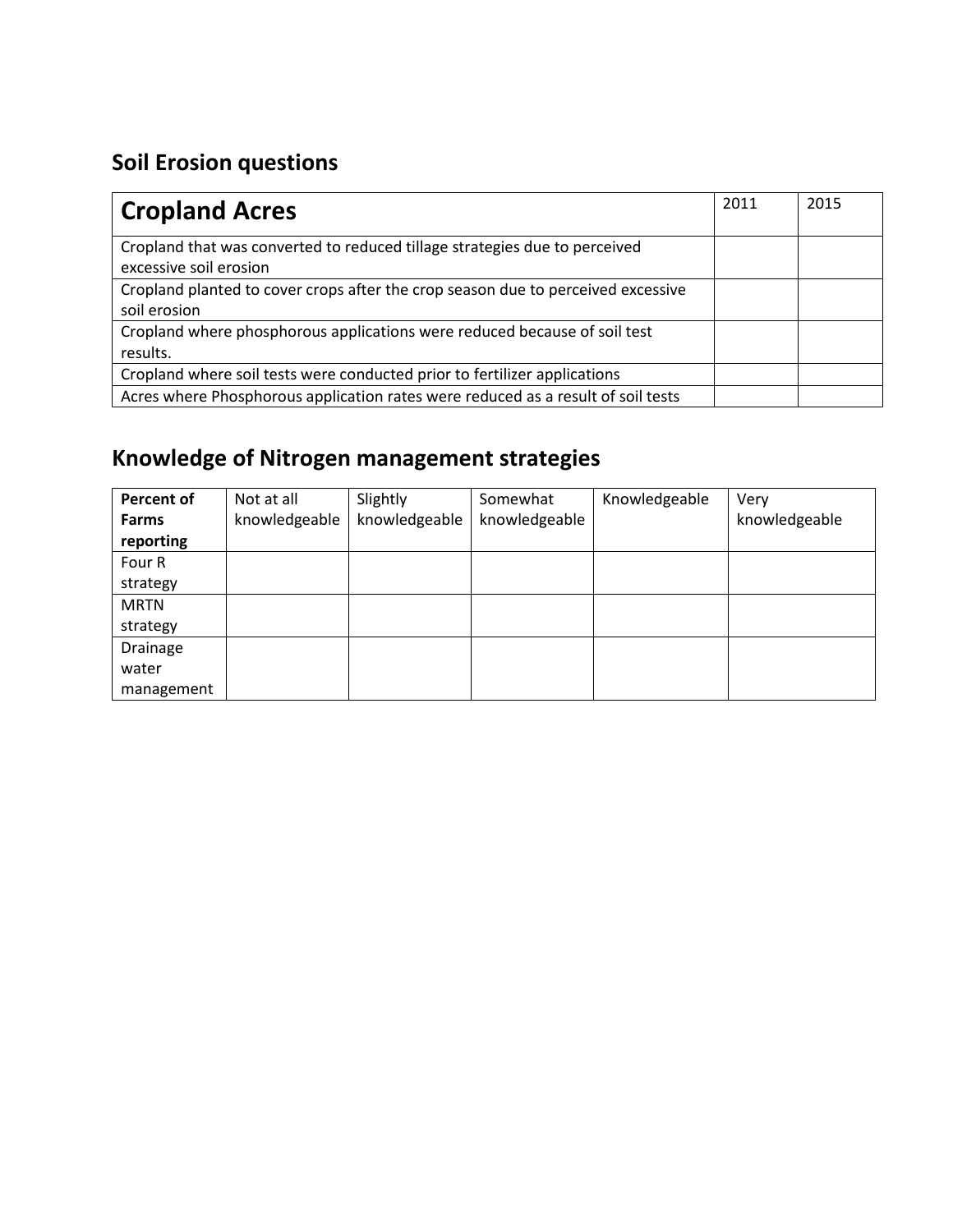## Soil Erosion questions

| Cropland Acres | 2011 | 2015 |
|---|---|---|
| Cropland that was converted to reduced tillage strategies due to perceived excessive soil erosion | | |
| Cropland planted to cover crops after the crop season due to perceived excessive soil erosion | | |
| Cropland where phosphorous applications were reduced because of soil test results. | | |
| Cropland where soil tests were conducted prior to fertilizer applications | | |
| Acres where Phosphorous application rates were reduced as a result of soil tests | | |

## Knowledge of Nitrogen management strategies

| **Percent of Farms reporting** | Not at all knowledgeable | Slightly knowledgeable | Somewhat knowledgeable | Knowledgeable | Very knowledgeable |
|---|---|---|---|---|---|
| Four R strategy | | | | | |
| MRTN strategy | | | | | |
| Drainage water management | | | | | |